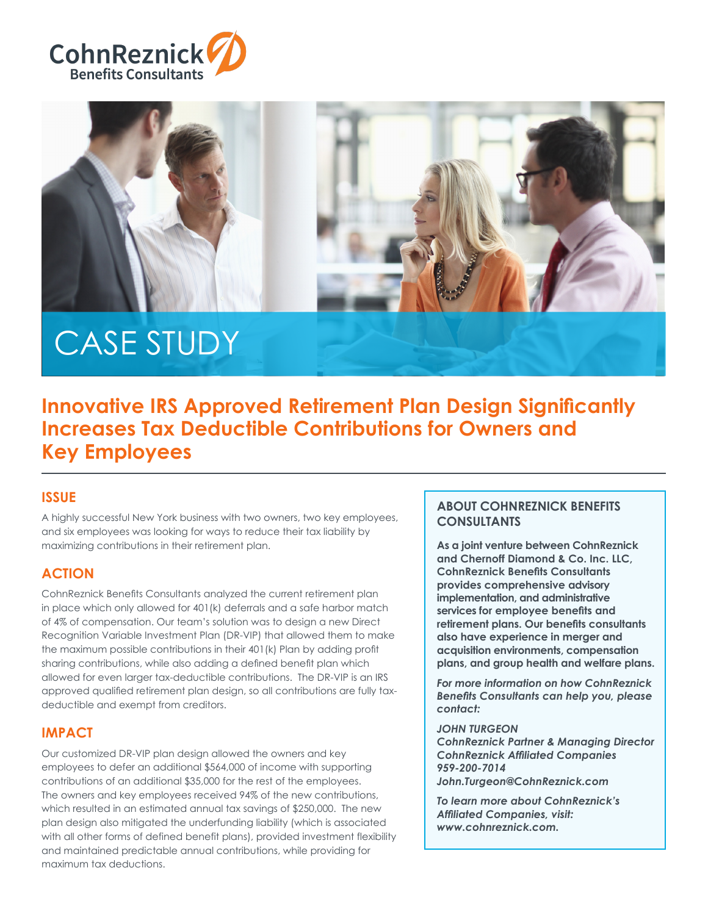CohnReznick
Benefits Consultants

# CASE STUDY

## Innovative IRS Approved Retirement Plan Design Significantly Increases Tax Deductible Contributions for Owners and Key Employees

### ISSUE

A highly successful New York business with two owners, two key employees, and six employees was looking for ways to reduce their tax liability by maximizing contributions in their retirement plan.

### ACTION

CohnReznick Benefits Consultants analyzed the current retirement plan in place which only allowed for 401(k) deferrals and a safe harbor match of 4% of compensation. Our team's solution was to design a new Direct Recognition Variable Investment Plan (DR-VIP) that allowed them to make the maximum possible contributions in their 401(k) Plan by adding profit sharing contributions, while also adding a defined benefit plan which allowed for even larger tax-deductible contributions. The DR-VIP is an IRS approved qualified retirement plan design, so all contributions are fully tax-deductible and exempt from creditors.

### IMPACT

Our customized DR-VIP plan design allowed the owners and key employees to defer an additional $564,000 of income with supporting contributions of an additional $35,000 for the rest of the employees. The owners and key employees received 94% of the new contributions, which resulted in an estimated annual tax savings of $250,000. The new plan design also mitigated the underfunding liability (which is associated with all other forms of defined benefit plans), provided investment flexibility and maintained predictable annual contributions, while providing for maximum tax deductions.

### ABOUT COHNREZNICK BENEFITS CONSULTANTS

**As a joint venture between CohnReznick and Chernoff Diamond & Co. Inc. LLC, CohnReznick Benefits Consultants provides comprehensive advisory implementation, and administrative services for employee benefits and retirement plans. Our benefits consultants also have experience in merger and acquisition environments, compensation plans, and group health and welfare plans.**

***For more information on how CohnReznick Benefits Consultants can help you, please contact:***

***JOHN TURGEON***
***CohnReznick Partner & Managing Director***
***CohnReznick Affiliated Companies***
***959-200-7014***
***John.Turgeon@CohnReznick.com***

***To learn more about CohnReznick's Affiliated Companies, visit: www.cohnreznick.com.***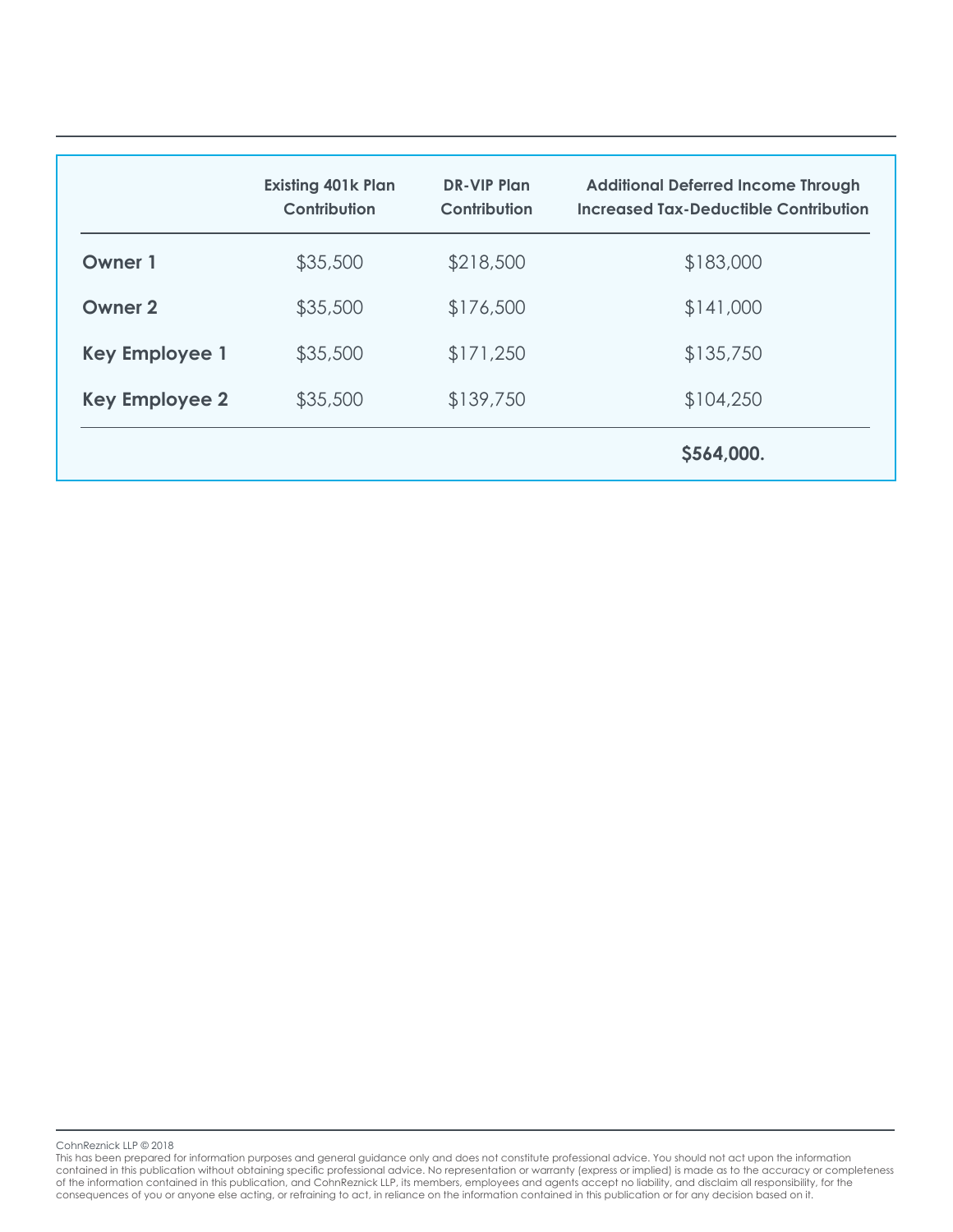| | Existing 401k Plan Contribution | DR-VIP Plan Contribution | Additional Deferred Income Through Increased Tax-Deductible Contribution |
|---|---|---|---|
| **Owner 1** | $35,500 | $218,500 | $183,000 |
| **Owner 2** | $35,500 | $176,500 | $141,000 |
| **Key Employee 1** | $35,500 | $171,250 | $135,750 |
| **Key Employee 2** | $35,500 | $139,750 | $104,250 |
| | | | **$564,000.** |

CohnReznick LLP © 2018

This has been prepared for information purposes and general guidance only and does not constitute professional advice. You should not act upon the information contained in this publication without obtaining specific professional advice. No representation or warranty (express or implied) is made as to the accuracy or completeness of the information contained in this publication, and CohnReznick LLP, its members, employees and agents accept no liability, and disclaim all responsibility, for the consequences of you or anyone else acting, or refraining to act, in reliance on the information contained in this publication or for any decision based on it.